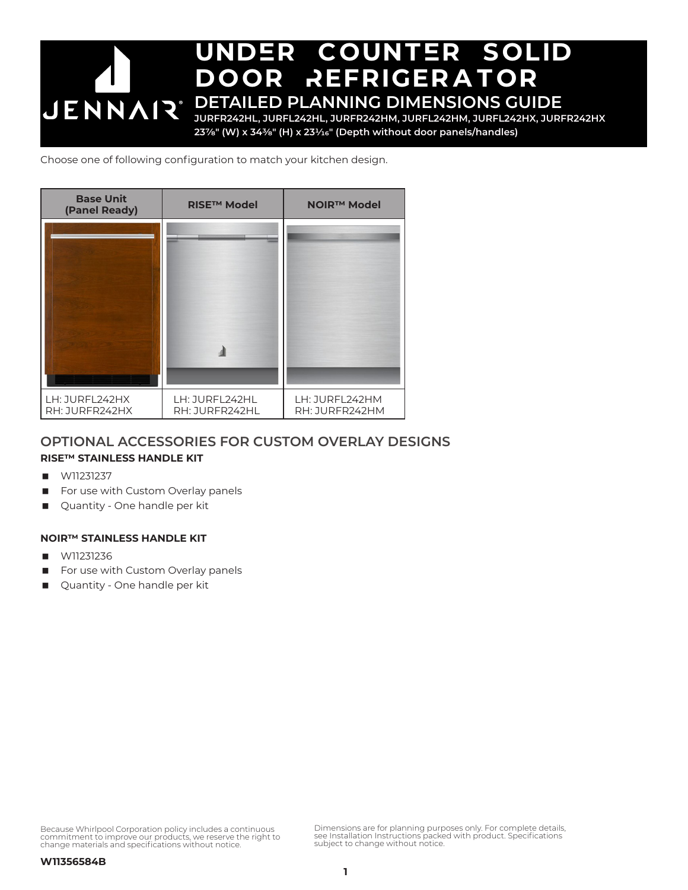# UNDER COUNTER SOLID DOOR REFRIGERATOR

## DETAILED PLANNING DIMENSIONS GUIDE

**JURFR242HL, JURFL242HL, JURFR242HM, JURFL242HM, JURFL242HX, JURFR242HX**

**23⅞" (W) x 34⅜" (H) x 23¹⁄₁₆" (Depth without door panels/handles)**

Choose one of following configuration to match your kitchen design.

| Base Unit (Panel Ready) | RISE™ Model | NOIR™ Model |
|---|---|---|
| | | |
| LH: JURFL242HX<br>RH: JURFR242HX | LH: JURFL242HL<br>RH: JURFR242HL | LH: JURFL242HM<br>RH: JURFR242HM |

## OPTIONAL ACCESSORIES FOR CUSTOM OVERLAY DESIGNS

### RISE™ STAINLESS HANDLE KIT

- W11231237
- For use with Custom Overlay panels
- Quantity - One handle per kit

### NOIR™ STAINLESS HANDLE KIT

- W11231236
- For use with Custom Overlay panels
- Quantity - One handle per kit

Because Whirlpool Corporation policy includes a continuous commitment to improve our products, we reserve the right to change materials and specifications without notice.

Dimensions are for planning purposes only. For complete details, see Installation Instructions packed with product. Specifications subject to change without notice.

**W11356584B**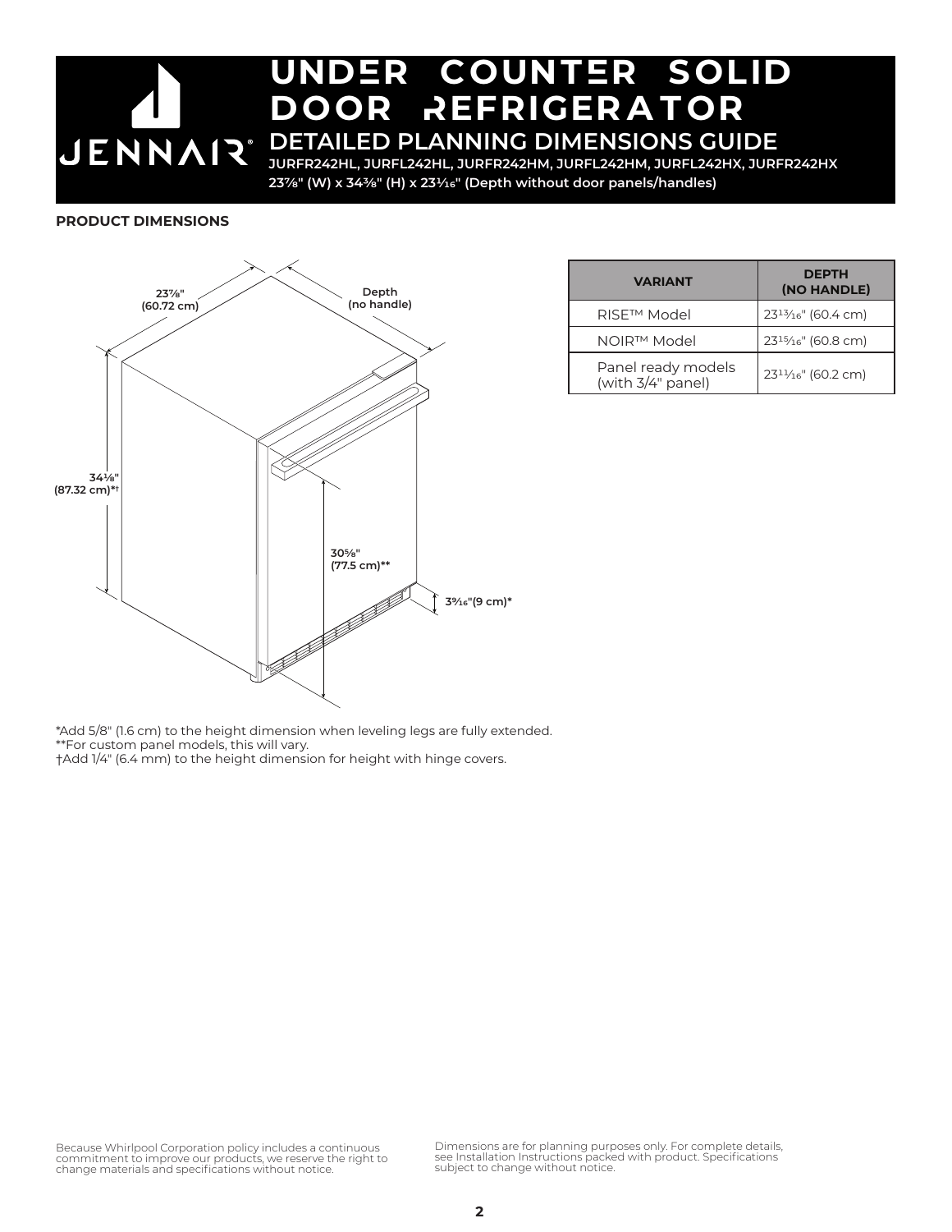# UNDER COUNTER SOLID DOOR REFRIGERATOR

## DETAILED PLANNING DIMENSIONS GUIDE

**JURFR242HL, JURFL242HL, JURFR242HM, JURFL242HM, JURFL242HX, JURFR242HX**

**23⅞" (W) x 34⅜" (H) x 23¹⁄₁₆" (Depth without door panels/handles)**

### PRODUCT DIMENSIONS

23⅞" (60.72 cm)

Depth (no handle)

34⅛" (87.32 cm)*†

30⅝" (77.5 cm)**

3⁹⁄₁₆"(9 cm)*

| VARIANT | DEPTH (NO HANDLE) |
|---|---|
| RISE™ Model | 23¹³⁄₁₆" (60.4 cm) |
| NOIR™ Model | 23¹⁵⁄₁₆" (60.8 cm) |
| Panel ready models (with 3/4" panel) | 23¹¹⁄₁₆" (60.2 cm) |

*Add 5/8" (1.6 cm) to the height dimension when leveling legs are fully extended.
**For custom panel models, this will vary.
†Add 1/4" (6.4 mm) to the height dimension for height with hinge covers.

Because Whirlpool Corporation policy includes a continuous commitment to improve our products, we reserve the right to change materials and specifications without notice.

Dimensions are for planning purposes only. For complete details, see Installation Instructions packed with product. Specifications subject to change without notice.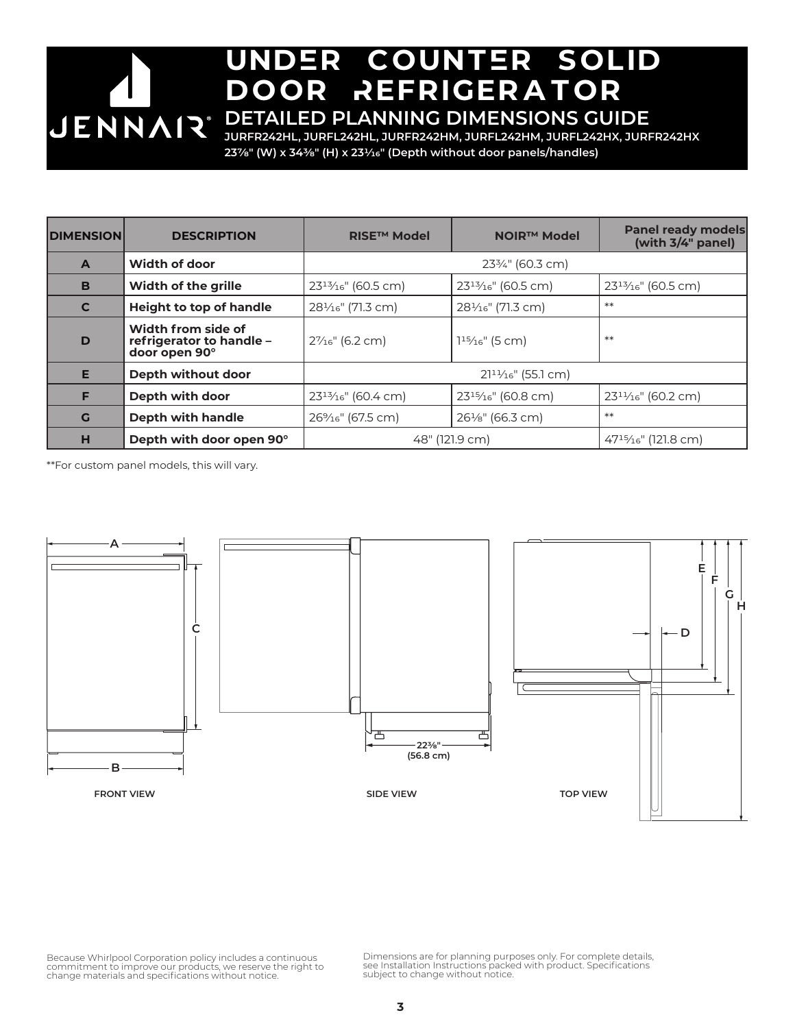# UNDER COUNTER SOLID DOOR REFRIGERATOR

## DETAILED PLANNING DIMENSIONS GUIDE

**JURFR242HL, JURFL242HL, JURFR242HM, JURFL242HM, JURFL242HX, JURFR242HX**

**23⅞" (W) x 34⅜" (H) x 23¹⁄₁₆" (Depth without door panels/handles)**

| DIMENSION | DESCRIPTION | RISE™ Model | NOIR™ Model | Panel ready models (with 3/4" panel) |
|---|---|---|---|---|
| A | Width of door | 23¾" (60.3 cm) | | |
| B | Width of the grille | 23¹³⁄₁₆" (60.5 cm) | 23¹³⁄₁₆" (60.5 cm) | 23¹³⁄₁₆" (60.5 cm) |
| C | Height to top of handle | 28¹⁄₁₆" (71.3 cm) | 28¹⁄₁₆" (71.3 cm) | ** |
| D | Width from side of refrigerator to handle – door open 90° | 2⁷⁄₁₆" (6.2 cm) | 1¹⁵⁄₁₆" (5 cm) | ** |
| E | Depth without door | 21¹¹⁄₁₆" (55.1 cm) | | |
| F | Depth with door | 23¹³⁄₁₆" (60.4 cm) | 23¹⁵⁄₁₆" (60.8 cm) | 23¹¹⁄₁₆" (60.2 cm) |
| G | Depth with handle | 26⁹⁄₁₆" (67.5 cm) | 26⅛" (66.3 cm) | ** |
| H | Depth with door open 90° | 48" (121.9 cm) | | 47¹⁵⁄₁₆" (121.8 cm) |

**For custom panel models, this will vary.

A

C

B

FRONT VIEW

22⅜" (56.8 cm)

SIDE VIEW

E F G H

D

TOP VIEW

Because Whirlpool Corporation policy includes a continuous commitment to improve our products, we reserve the right to change materials and specifications without notice.

Dimensions are for planning purposes only. For complete details, see Installation Instructions packed with product. Specifications subject to change without notice.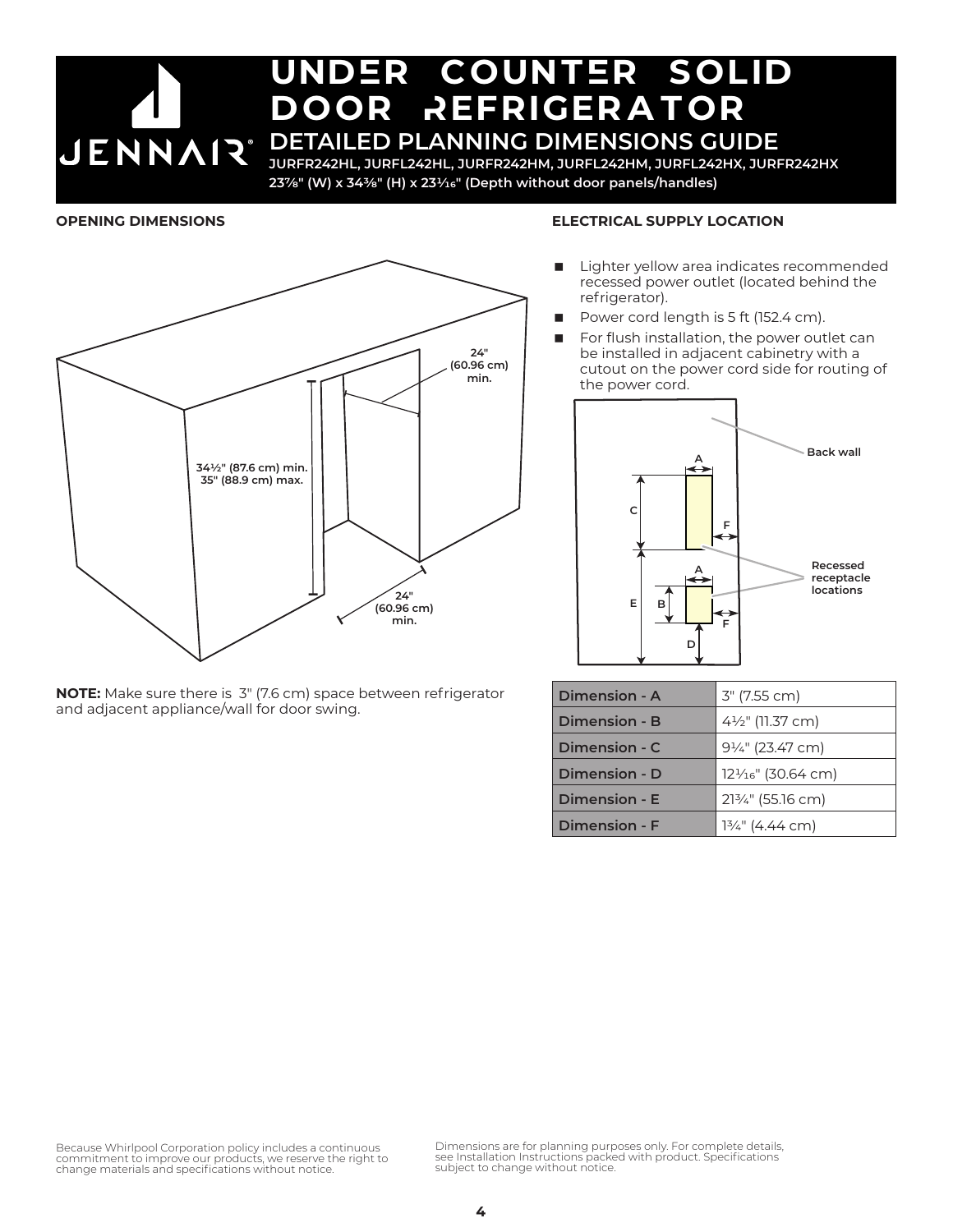# UNDER COUNTER SOLID DOOR REFRIGERATOR

## DETAILED PLANNING DIMENSIONS GUIDE

**JURFR242HL, JURFL242HL, JURFR242HM, JURFL242HM, JURFL242HX, JURFR242HX**

**23⅞" (W) x 34⅜" (H) x 23¹⁄₁₆" (Depth without door panels/handles)**

### OPENING DIMENSIONS

24" (60.96 cm) min.

34½" (87.6 cm) min.
35" (88.9 cm) max.

24" (60.96 cm) min.

**NOTE:** Make sure there is 3" (7.6 cm) space between refrigerator and adjacent appliance/wall for door swing.

### ELECTRICAL SUPPLY LOCATION

- Lighter yellow area indicates recommended recessed power outlet (located behind the refrigerator).
- Power cord length is 5 ft (152.4 cm).
- For flush installation, the power outlet can be installed in adjacent cabinetry with a cutout on the power cord side for routing of the power cord.

Back wall

Recessed receptacle locations

| Dimension | Value |
| --- | --- |
| Dimension - A | 3" (7.55 cm) |
| Dimension - B | 4½" (11.37 cm) |
| Dimension - C | 9¼" (23.47 cm) |
| Dimension - D | 12¹⁄₁₆" (30.64 cm) |
| Dimension - E | 21¾" (55.16 cm) |
| Dimension - F | 1¾" (4.44 cm) |

Because Whirlpool Corporation policy includes a continuous commitment to improve our products, we reserve the right to change materials and specifications without notice.

Dimensions are for planning purposes only. For complete details, see Installation Instructions packed with product. Specifications subject to change without notice.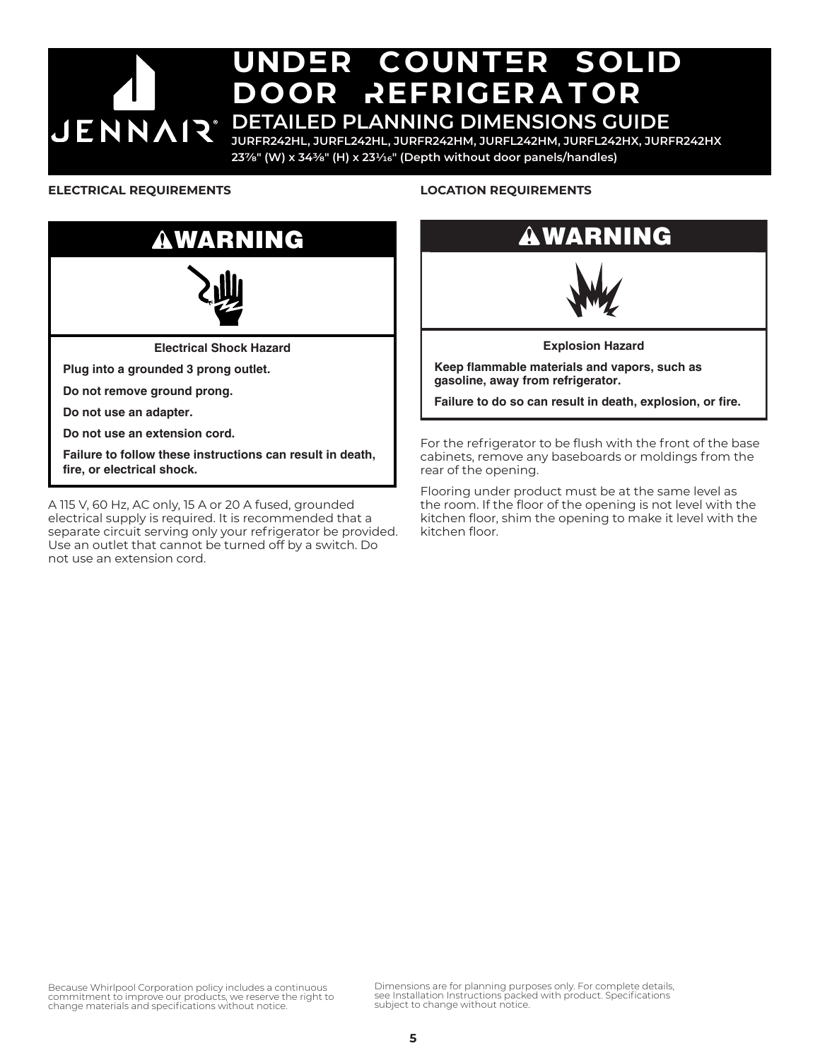# UNDER COUNTER SOLID DOOR REFRIGERATOR

## DETAILED PLANNING DIMENSIONS GUIDE

**JURFR242HL, JURFL242HL, JURFR242HM, JURFL242HM, JURFL242HX, JURFR242HX**

**23⅞" (W) x 34⅜" (H) x 23¹⁄₁₆" (Depth without door panels/handles)**

### ELECTRICAL REQUIREMENTS

**⚠WARNING**

**Electrical Shock Hazard**

**Plug into a grounded 3 prong outlet.**

**Do not remove ground prong.**

**Do not use an adapter.**

**Do not use an extension cord.**

**Failure to follow these instructions can result in death, fire, or electrical shock.**

A 115 V, 60 Hz, AC only, 15 A or 20 A fused, grounded electrical supply is required. It is recommended that a separate circuit serving only your refrigerator be provided. Use an outlet that cannot be turned off by a switch. Do not use an extension cord.

### LOCATION REQUIREMENTS

**⚠WARNING**

**Explosion Hazard**

**Keep flammable materials and vapors, such as gasoline, away from refrigerator.**

**Failure to do so can result in death, explosion, or fire.**

For the refrigerator to be flush with the front of the base cabinets, remove any baseboards or moldings from the rear of the opening.

Flooring under product must be at the same level as the room. If the floor of the opening is not level with the kitchen floor, shim the opening to make it level with the kitchen floor.

Because Whirlpool Corporation policy includes a continuous commitment to improve our products, we reserve the right to change materials and specifications without notice.

Dimensions are for planning purposes only. For complete details, see Installation Instructions packed with product. Specifications subject to change without notice.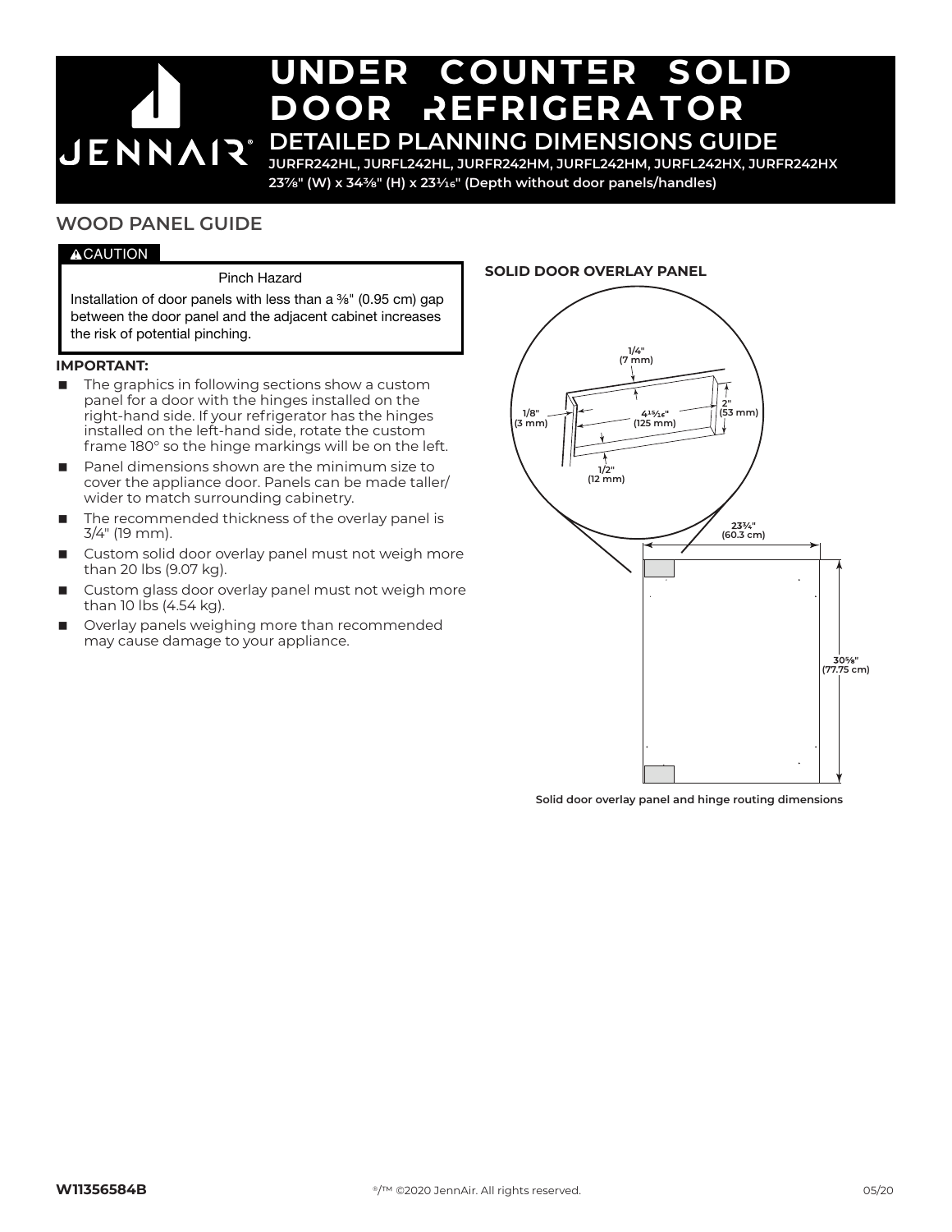# UNDER COUNTER SOLID DOOR REFRIGERATOR

## DETAILED PLANNING DIMENSIONS GUIDE

**JURFR242HL, JURFL242HL, JURFR242HM, JURFL242HM, JURFL242HX, JURFR242HX**

**23⅞" (W) x 34⅜" (H) x 23¹⁄₁₆" (Depth without door panels/handles)**

## WOOD PANEL GUIDE

**⚠CAUTION**

Pinch Hazard

Installation of door panels with less than a ⅜" (0.95 cm) gap between the door panel and the adjacent cabinet increases the risk of potential pinching.

**IMPORTANT:**

- The graphics in following sections show a custom panel for a door with the hinges installed on the right-hand side. If your refrigerator has the hinges installed on the left-hand side, rotate the custom frame 180° so the hinge markings will be on the left.
- Panel dimensions shown are the minimum size to cover the appliance door. Panels can be made taller/ wider to match surrounding cabinetry.
- The recommended thickness of the overlay panel is 3/4" (19 mm).
- Custom solid door overlay panel must not weigh more than 20 lbs (9.07 kg).
- Custom glass door overlay panel must not weigh more than 10 lbs (4.54 kg).
- Overlay panels weighing more than recommended may cause damage to your appliance.

**SOLID DOOR OVERLAY PANEL**

1/4" (7 mm)

1/8" (3 mm)

4¹⁵⁄₁₆" (125 mm)

2" (53 mm)

1/2" (12 mm)

23¾" (60.3 cm)

30⅝" (77.75 cm)

Solid door overlay panel and hinge routing dimensions